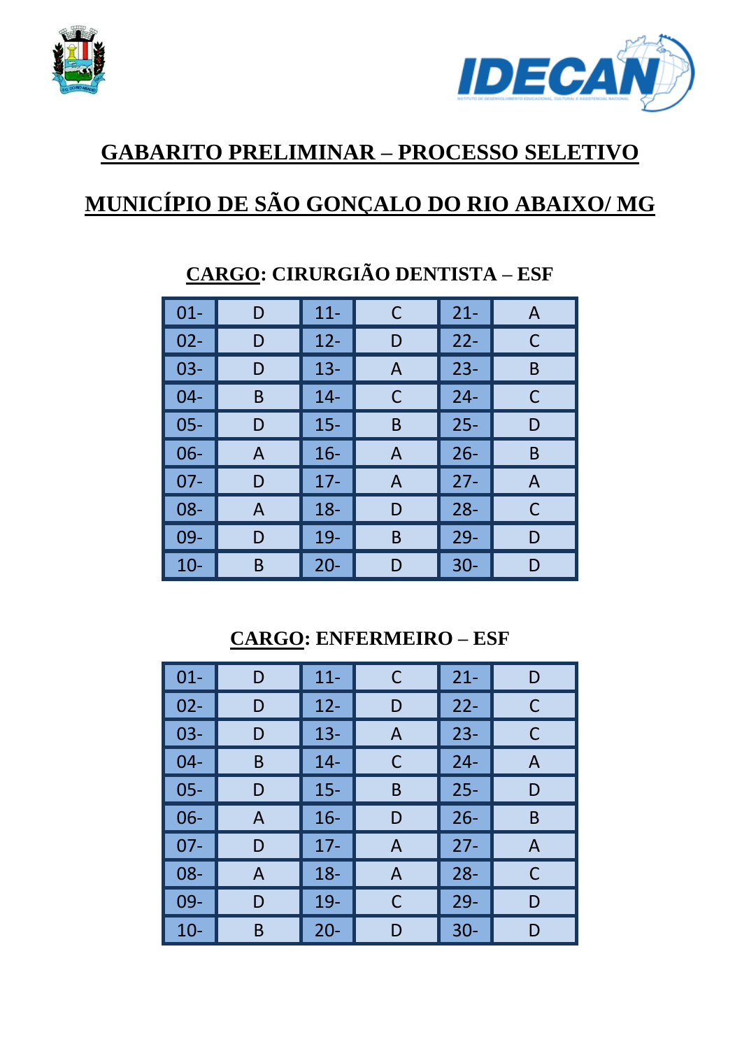# GABARITO PRELIMINAR – PROCESSO SELETIVO

# MUNICÍPIO DE SÃO GONÇALO DO RIO ABAIXO/ MG

## CARGO: CIRURGIÃO DENTISTA – ESF

| | | | | | |
|---|---|---|---|---|---|
| 01- | D | 11- | C | 21- | A |
| 02- | D | 12- | D | 22- | C |
| 03- | D | 13- | A | 23- | B |
| 04- | B | 14- | C | 24- | C |
| 05- | D | 15- | B | 25- | D |
| 06- | A | 16- | A | 26- | B |
| 07- | D | 17- | A | 27- | A |
| 08- | A | 18- | D | 28- | C |
| 09- | D | 19- | B | 29- | D |
| 10- | B | 20- | D | 30- | D |

## CARGO: ENFERMEIRO – ESF

| | | | | | |
|---|---|---|---|---|---|
| 01- | D | 11- | C | 21- | D |
| 02- | D | 12- | D | 22- | C |
| 03- | D | 13- | A | 23- | C |
| 04- | B | 14- | C | 24- | A |
| 05- | D | 15- | B | 25- | D |
| 06- | A | 16- | D | 26- | B |
| 07- | D | 17- | A | 27- | A |
| 08- | A | 18- | A | 28- | C |
| 09- | D | 19- | C | 29- | D |
| 10- | B | 20- | D | 30- | D |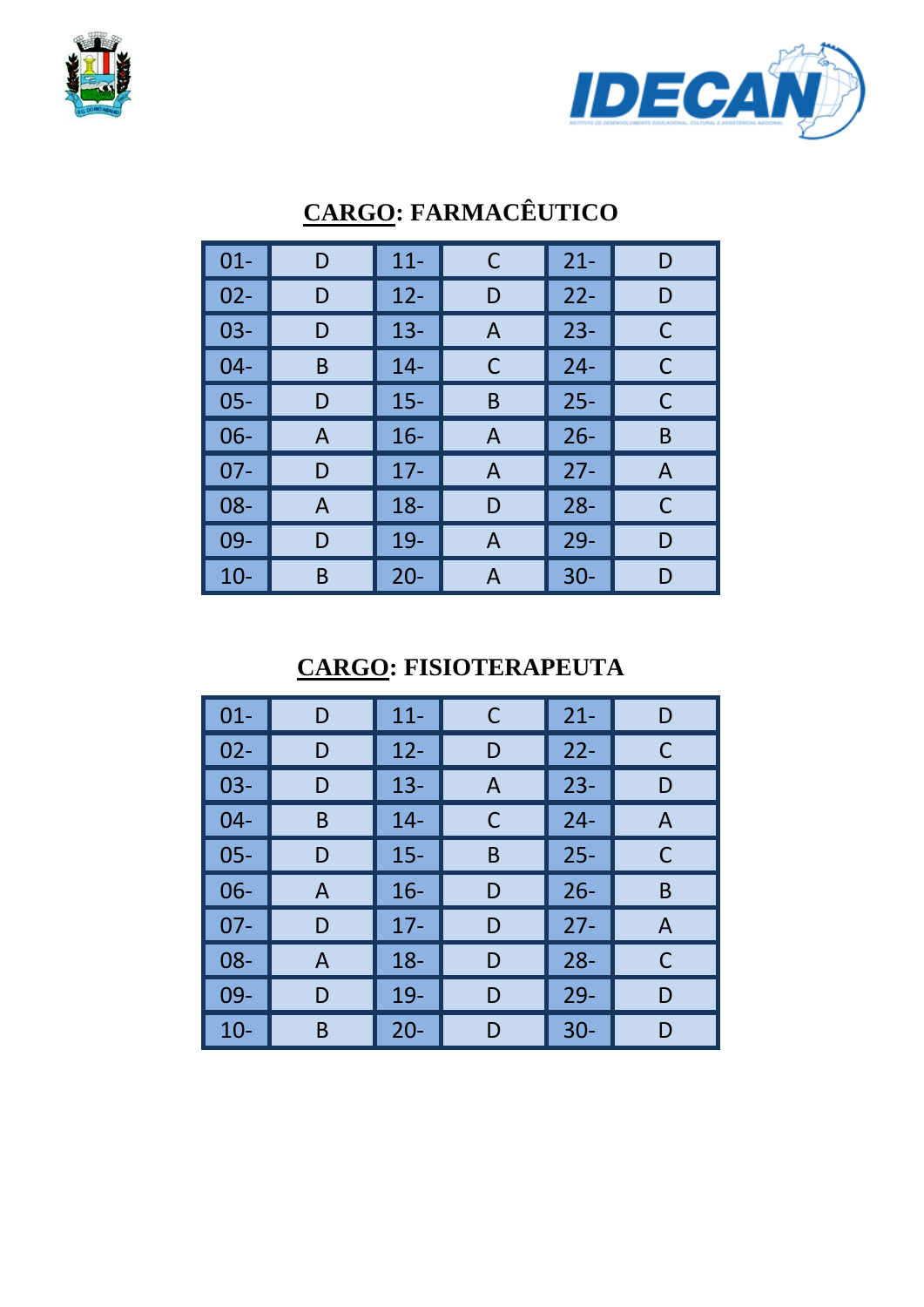## CARGO: FARMACÊUTICO

| 01- | D | 11- | C | 21- | D |
|---|---|---|---|---|---|
| 02- | D | 12- | D | 22- | D |
| 03- | D | 13- | A | 23- | C |
| 04- | B | 14- | C | 24- | C |
| 05- | D | 15- | B | 25- | C |
| 06- | A | 16- | A | 26- | B |
| 07- | D | 17- | A | 27- | A |
| 08- | A | 18- | D | 28- | C |
| 09- | D | 19- | A | 29- | D |
| 10- | B | 20- | A | 30- | D |

## CARGO: FISIOTERAPEUTA

| 01- | D | 11- | C | 21- | D |
|---|---|---|---|---|---|
| 02- | D | 12- | D | 22- | C |
| 03- | D | 13- | A | 23- | D |
| 04- | B | 14- | C | 24- | A |
| 05- | D | 15- | B | 25- | C |
| 06- | A | 16- | D | 26- | B |
| 07- | D | 17- | D | 27- | A |
| 08- | A | 18- | D | 28- | C |
| 09- | D | 19- | D | 29- | D |
| 10- | B | 20- | D | 30- | D |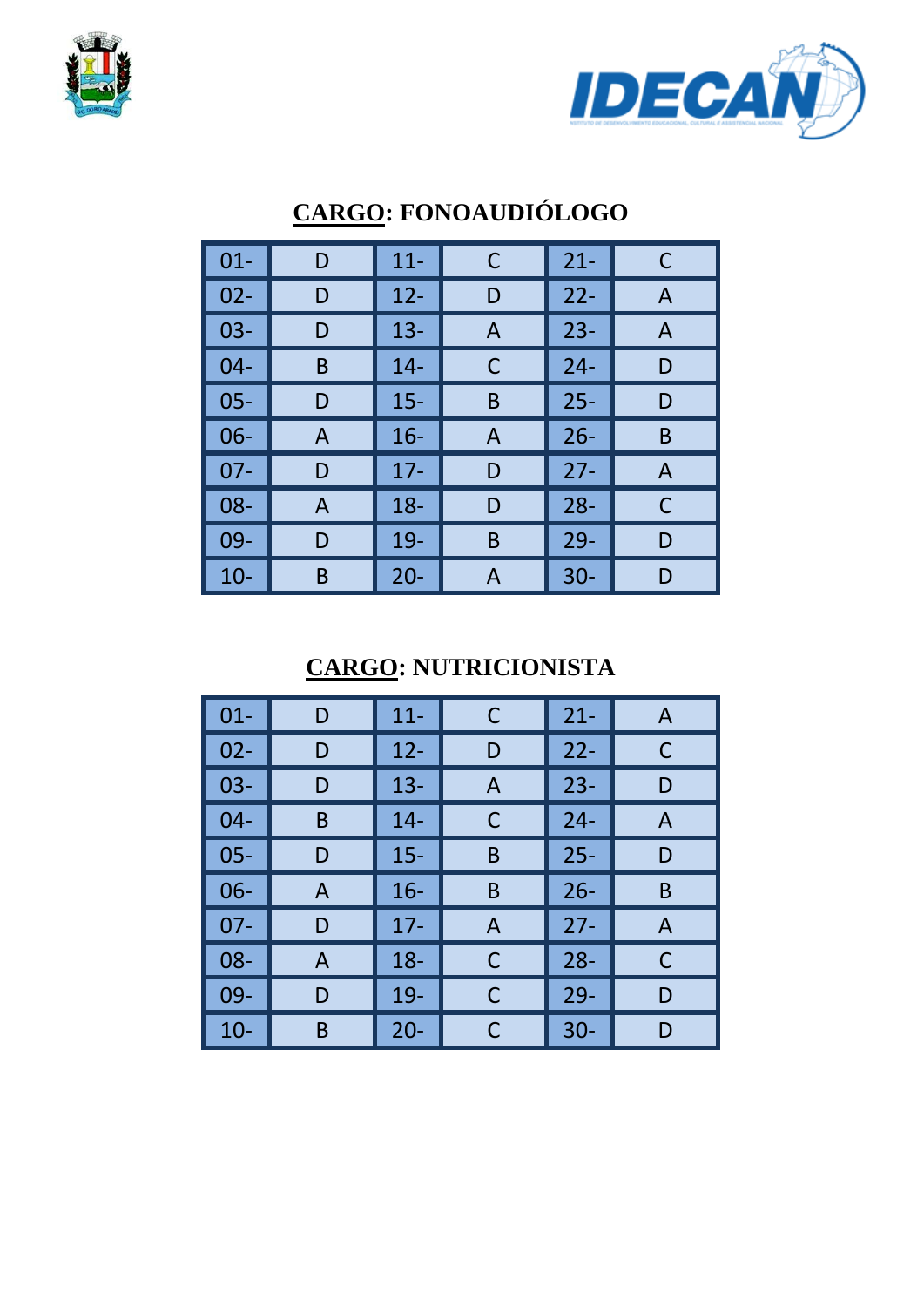## CARGO: FONOAUDIÓLOGO

| | | | | | |
|---|---|---|---|---|---|
| 01- | D | 11- | C | 21- | C |
| 02- | D | 12- | D | 22- | A |
| 03- | D | 13- | A | 23- | A |
| 04- | B | 14- | C | 24- | D |
| 05- | D | 15- | B | 25- | D |
| 06- | A | 16- | A | 26- | B |
| 07- | D | 17- | D | 27- | A |
| 08- | A | 18- | D | 28- | C |
| 09- | D | 19- | B | 29- | D |
| 10- | B | 20- | A | 30- | D |

## CARGO: NUTRICIONISTA

| | | | | | |
|---|---|---|---|---|---|
| 01- | D | 11- | C | 21- | A |
| 02- | D | 12- | D | 22- | C |
| 03- | D | 13- | A | 23- | D |
| 04- | B | 14- | C | 24- | A |
| 05- | D | 15- | B | 25- | D |
| 06- | A | 16- | B | 26- | B |
| 07- | D | 17- | A | 27- | A |
| 08- | A | 18- | C | 28- | C |
| 09- | D | 19- | C | 29- | D |
| 10- | B | 20- | C | 30- | D |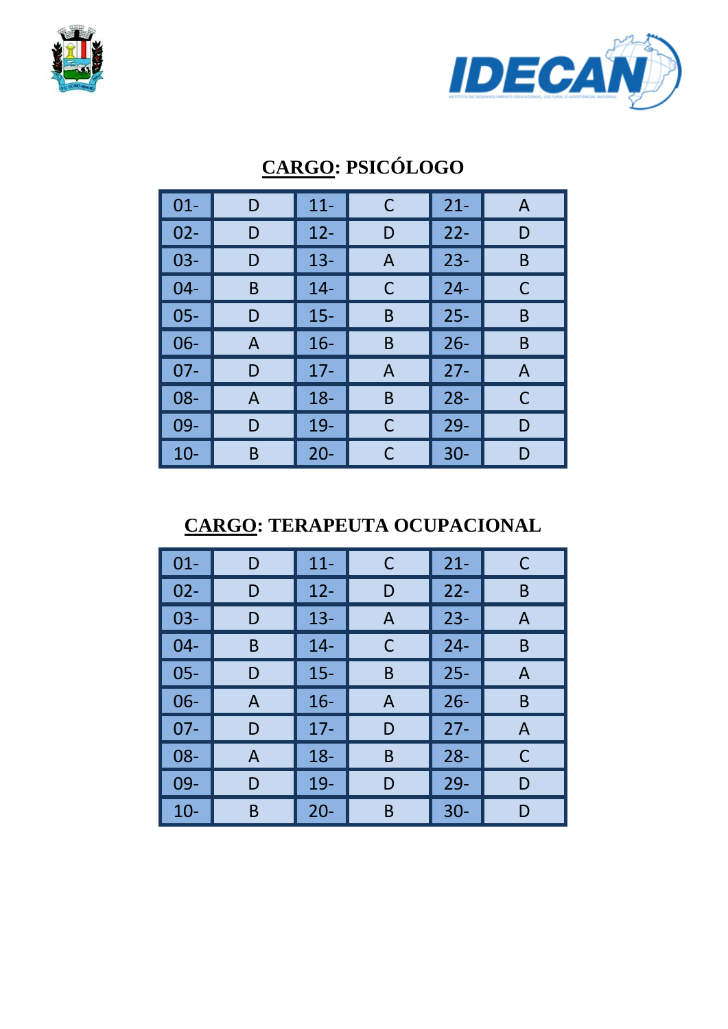## CARGO: PSICÓLOGO

| | | | | | |
|---|---|---|---|---|---|
| 01- | D | 11- | C | 21- | A |
| 02- | D | 12- | D | 22- | D |
| 03- | D | 13- | A | 23- | B |
| 04- | B | 14- | C | 24- | C |
| 05- | D | 15- | B | 25- | B |
| 06- | A | 16- | B | 26- | B |
| 07- | D | 17- | A | 27- | A |
| 08- | A | 18- | B | 28- | C |
| 09- | D | 19- | C | 29- | D |
| 10- | B | 20- | C | 30- | D |

## CARGO: TERAPEUTA OCUPACIONAL

| | | | | | |
|---|---|---|---|---|---|
| 01- | D | 11- | C | 21- | C |
| 02- | D | 12- | D | 22- | B |
| 03- | D | 13- | A | 23- | A |
| 04- | B | 14- | C | 24- | B |
| 05- | D | 15- | B | 25- | A |
| 06- | A | 16- | A | 26- | B |
| 07- | D | 17- | D | 27- | A |
| 08- | A | 18- | B | 28- | C |
| 09- | D | 19- | D | 29- | D |
| 10- | B | 20- | B | 30- | D |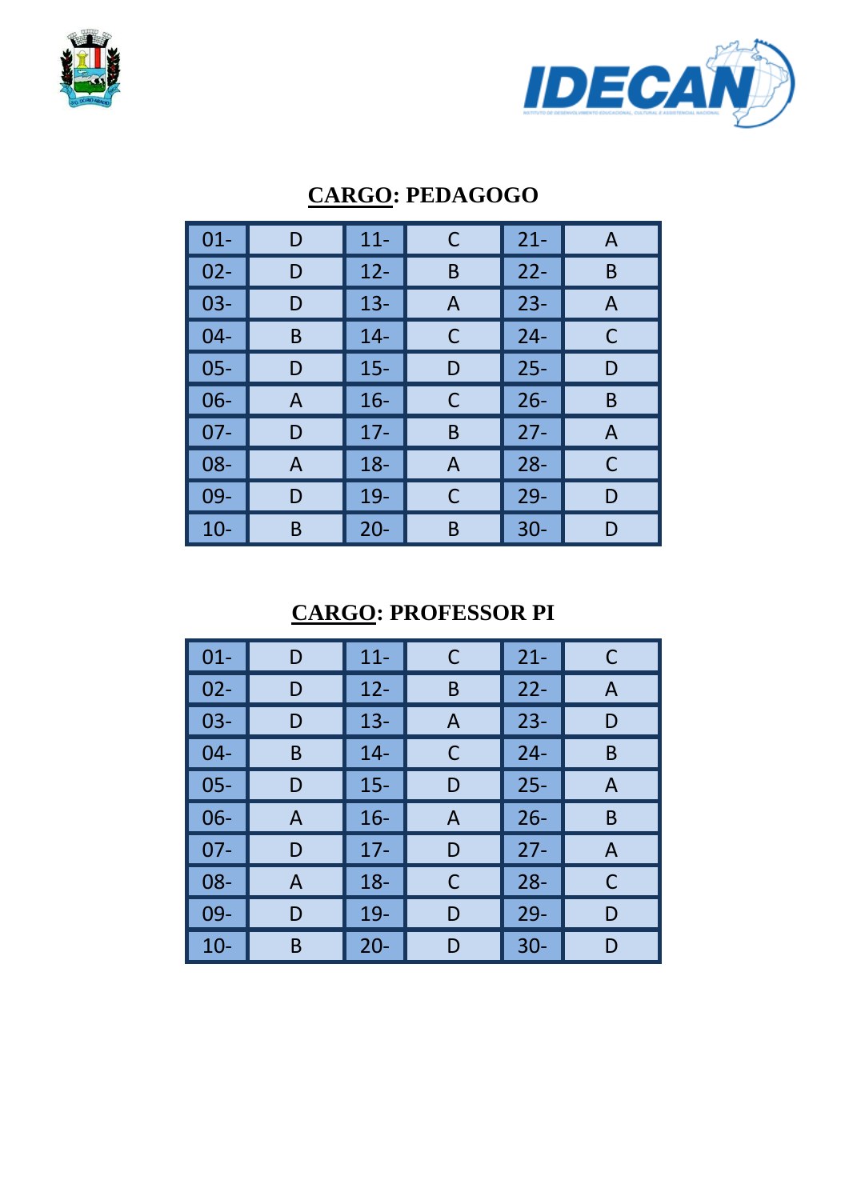## CARGO: PEDAGOGO

| 01- | D | 11- | C | 21- | A |
|---|---|---|---|---|---|
| 02- | D | 12- | B | 22- | B |
| 03- | D | 13- | A | 23- | A |
| 04- | B | 14- | C | 24- | C |
| 05- | D | 15- | D | 25- | D |
| 06- | A | 16- | C | 26- | B |
| 07- | D | 17- | B | 27- | A |
| 08- | A | 18- | A | 28- | C |
| 09- | D | 19- | C | 29- | D |
| 10- | B | 20- | B | 30- | D |

## CARGO: PROFESSOR PI

| 01- | D | 11- | C | 21- | C |
|---|---|---|---|---|---|
| 02- | D | 12- | B | 22- | A |
| 03- | D | 13- | A | 23- | D |
| 04- | B | 14- | C | 24- | B |
| 05- | D | 15- | D | 25- | A |
| 06- | A | 16- | A | 26- | B |
| 07- | D | 17- | D | 27- | A |
| 08- | A | 18- | C | 28- | C |
| 09- | D | 19- | D | 29- | D |
| 10- | B | 20- | D | 30- | D |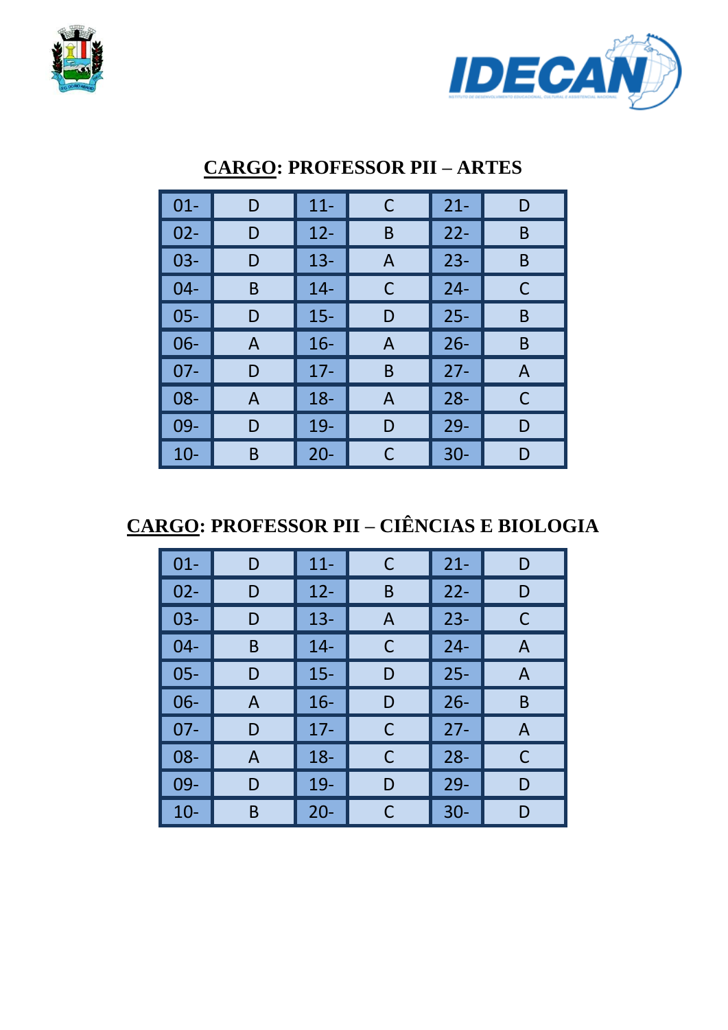## CARGO: PROFESSOR PII – ARTES

| | | | | | |
|---|---|---|---|---|---|
| 01- | D | 11- | C | 21- | D |
| 02- | D | 12- | B | 22- | B |
| 03- | D | 13- | A | 23- | B |
| 04- | B | 14- | C | 24- | C |
| 05- | D | 15- | D | 25- | B |
| 06- | A | 16- | A | 26- | B |
| 07- | D | 17- | B | 27- | A |
| 08- | A | 18- | A | 28- | C |
| 09- | D | 19- | D | 29- | D |
| 10- | B | 20- | C | 30- | D |

## CARGO: PROFESSOR PII – CIÊNCIAS E BIOLOGIA

| | | | | | |
|---|---|---|---|---|---|
| 01- | D | 11- | C | 21- | D |
| 02- | D | 12- | B | 22- | D |
| 03- | D | 13- | A | 23- | C |
| 04- | B | 14- | C | 24- | A |
| 05- | D | 15- | D | 25- | A |
| 06- | A | 16- | D | 26- | B |
| 07- | D | 17- | C | 27- | A |
| 08- | A | 18- | C | 28- | C |
| 09- | D | 19- | D | 29- | D |
| 10- | B | 20- | C | 30- | D |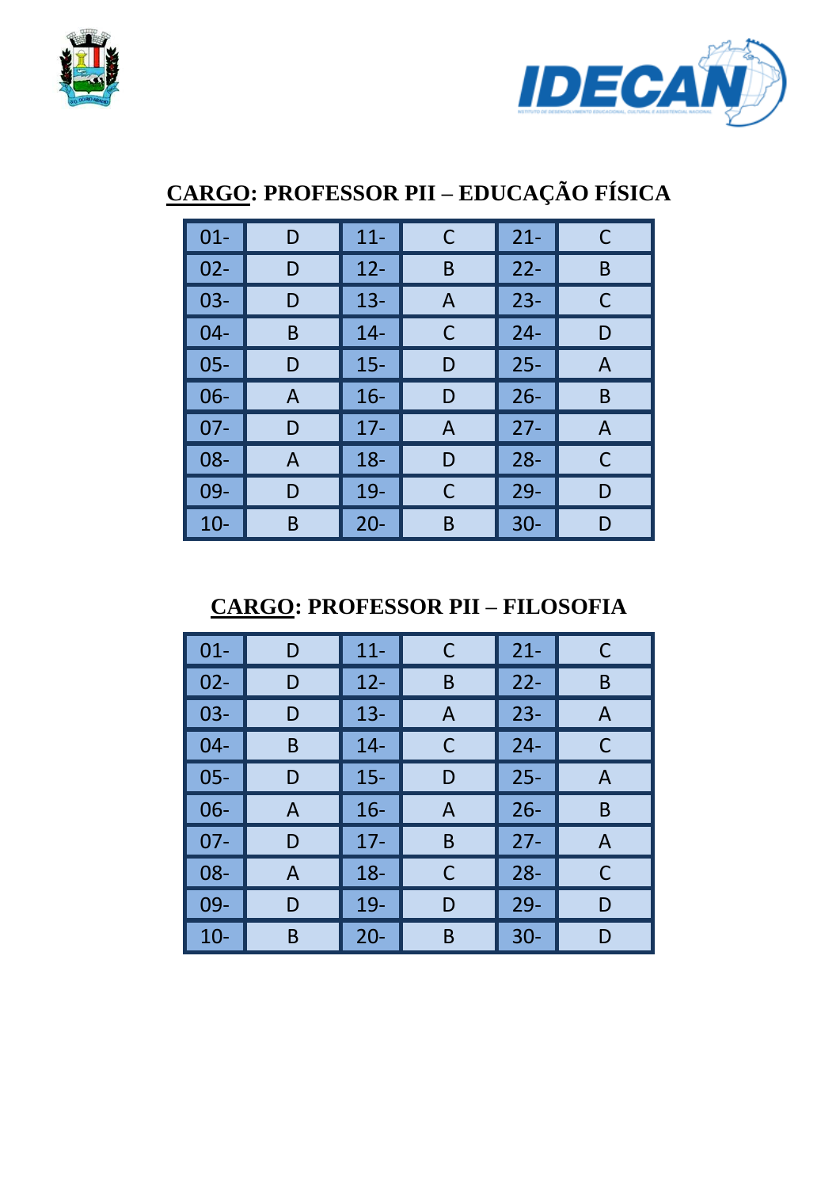## CARGO: PROFESSOR PII – EDUCAÇÃO FÍSICA

| | | | | | |
|---|---|---|---|---|---|
| 01- | D | 11- | C | 21- | C |
| 02- | D | 12- | B | 22- | B |
| 03- | D | 13- | A | 23- | C |
| 04- | B | 14- | C | 24- | D |
| 05- | D | 15- | D | 25- | A |
| 06- | A | 16- | D | 26- | B |
| 07- | D | 17- | A | 27- | A |
| 08- | A | 18- | D | 28- | C |
| 09- | D | 19- | C | 29- | D |
| 10- | B | 20- | B | 30- | D |

## CARGO: PROFESSOR PII – FILOSOFIA

| | | | | | |
|---|---|---|---|---|---|
| 01- | D | 11- | C | 21- | C |
| 02- | D | 12- | B | 22- | B |
| 03- | D | 13- | A | 23- | A |
| 04- | B | 14- | C | 24- | C |
| 05- | D | 15- | D | 25- | A |
| 06- | A | 16- | A | 26- | B |
| 07- | D | 17- | B | 27- | A |
| 08- | A | 18- | C | 28- | C |
| 09- | D | 19- | D | 29- | D |
| 10- | B | 20- | B | 30- | D |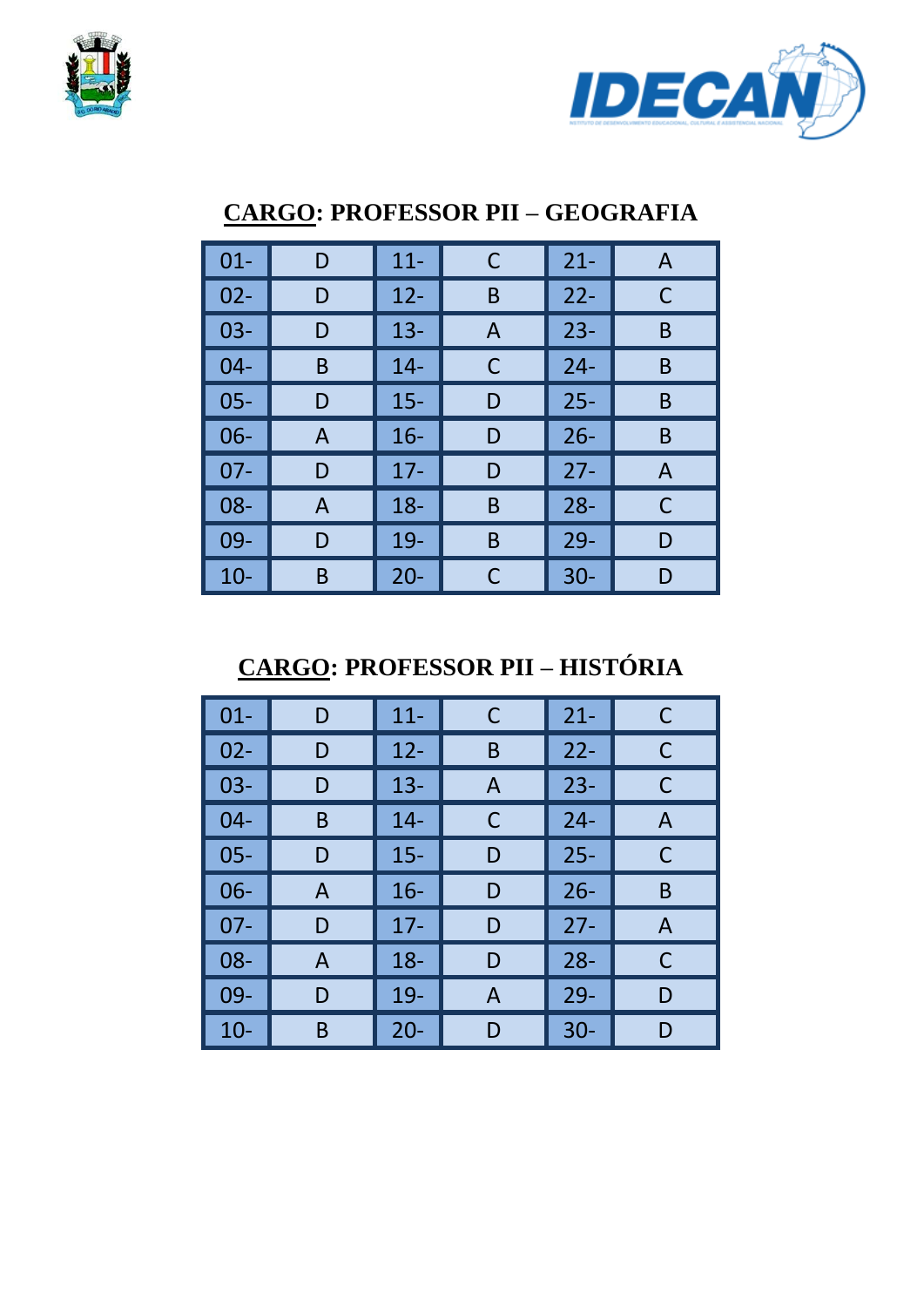## CARGO: PROFESSOR PII – GEOGRAFIA

| | | | | | |
|---|---|---|---|---|---|
| 01- | D | 11- | C | 21- | A |
| 02- | D | 12- | B | 22- | C |
| 03- | D | 13- | A | 23- | B |
| 04- | B | 14- | C | 24- | B |
| 05- | D | 15- | D | 25- | B |
| 06- | A | 16- | D | 26- | B |
| 07- | D | 17- | D | 27- | A |
| 08- | A | 18- | B | 28- | C |
| 09- | D | 19- | B | 29- | D |
| 10- | B | 20- | C | 30- | D |

## CARGO: PROFESSOR PII – HISTÓRIA

| | | | | | |
|---|---|---|---|---|---|
| 01- | D | 11- | C | 21- | C |
| 02- | D | 12- | B | 22- | C |
| 03- | D | 13- | A | 23- | C |
| 04- | B | 14- | C | 24- | A |
| 05- | D | 15- | D | 25- | C |
| 06- | A | 16- | D | 26- | B |
| 07- | D | 17- | D | 27- | A |
| 08- | A | 18- | D | 28- | C |
| 09- | D | 19- | A | 29- | D |
| 10- | B | 20- | D | 30- | D |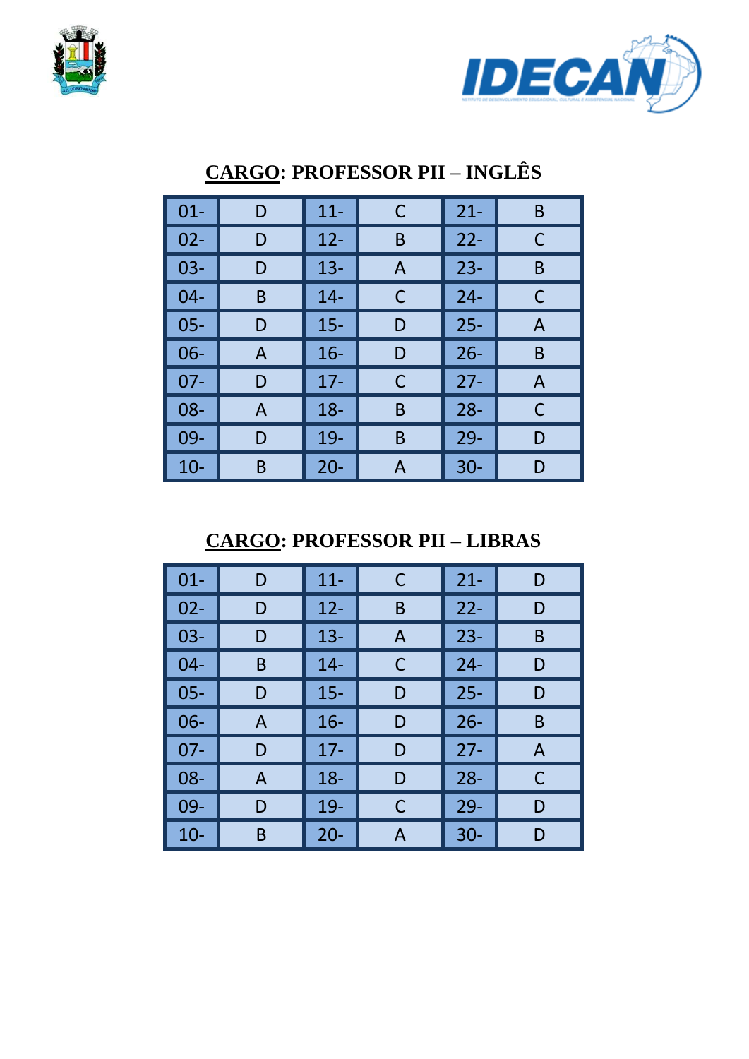## CARGO: PROFESSOR PII – INGLÊS

| | | | | | |
|---|---|---|---|---|---|
| 01- | D | 11- | C | 21- | B |
| 02- | D | 12- | B | 22- | C |
| 03- | D | 13- | A | 23- | B |
| 04- | B | 14- | C | 24- | C |
| 05- | D | 15- | D | 25- | A |
| 06- | A | 16- | D | 26- | B |
| 07- | D | 17- | C | 27- | A |
| 08- | A | 18- | B | 28- | C |
| 09- | D | 19- | B | 29- | D |
| 10- | B | 20- | A | 30- | D |

## CARGO: PROFESSOR PII – LIBRAS

| | | | | | |
|---|---|---|---|---|---|
| 01- | D | 11- | C | 21- | D |
| 02- | D | 12- | B | 22- | D |
| 03- | D | 13- | A | 23- | B |
| 04- | B | 14- | C | 24- | D |
| 05- | D | 15- | D | 25- | D |
| 06- | A | 16- | D | 26- | B |
| 07- | D | 17- | D | 27- | A |
| 08- | A | 18- | D | 28- | C |
| 09- | D | 19- | C | 29- | D |
| 10- | B | 20- | A | 30- | D |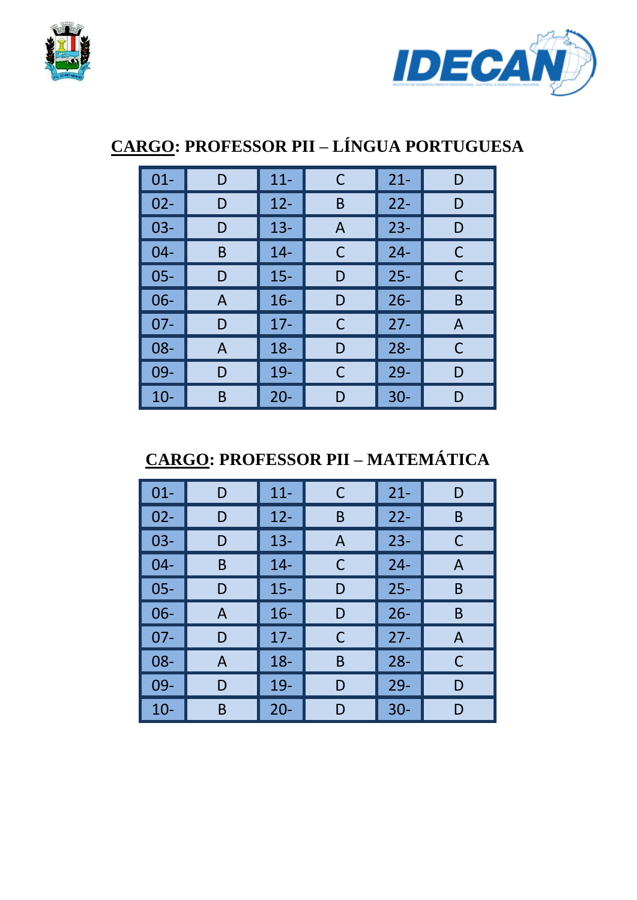## CARGO: PROFESSOR PII – LÍNGUA PORTUGUESA

| | | | | | |
|---|---|---|---|---|---|
| 01- | D | 11- | C | 21- | D |
| 02- | D | 12- | B | 22- | D |
| 03- | D | 13- | A | 23- | D |
| 04- | B | 14- | C | 24- | C |
| 05- | D | 15- | D | 25- | C |
| 06- | A | 16- | D | 26- | B |
| 07- | D | 17- | C | 27- | A |
| 08- | A | 18- | D | 28- | C |
| 09- | D | 19- | C | 29- | D |
| 10- | B | 20- | D | 30- | D |

## CARGO: PROFESSOR PII – MATEMÁTICA

| | | | | | |
|---|---|---|---|---|---|
| 01- | D | 11- | C | 21- | D |
| 02- | D | 12- | B | 22- | B |
| 03- | D | 13- | A | 23- | C |
| 04- | B | 14- | C | 24- | A |
| 05- | D | 15- | D | 25- | B |
| 06- | A | 16- | D | 26- | B |
| 07- | D | 17- | C | 27- | A |
| 08- | A | 18- | B | 28- | C |
| 09- | D | 19- | D | 29- | D |
| 10- | B | 20- | D | 30- | D |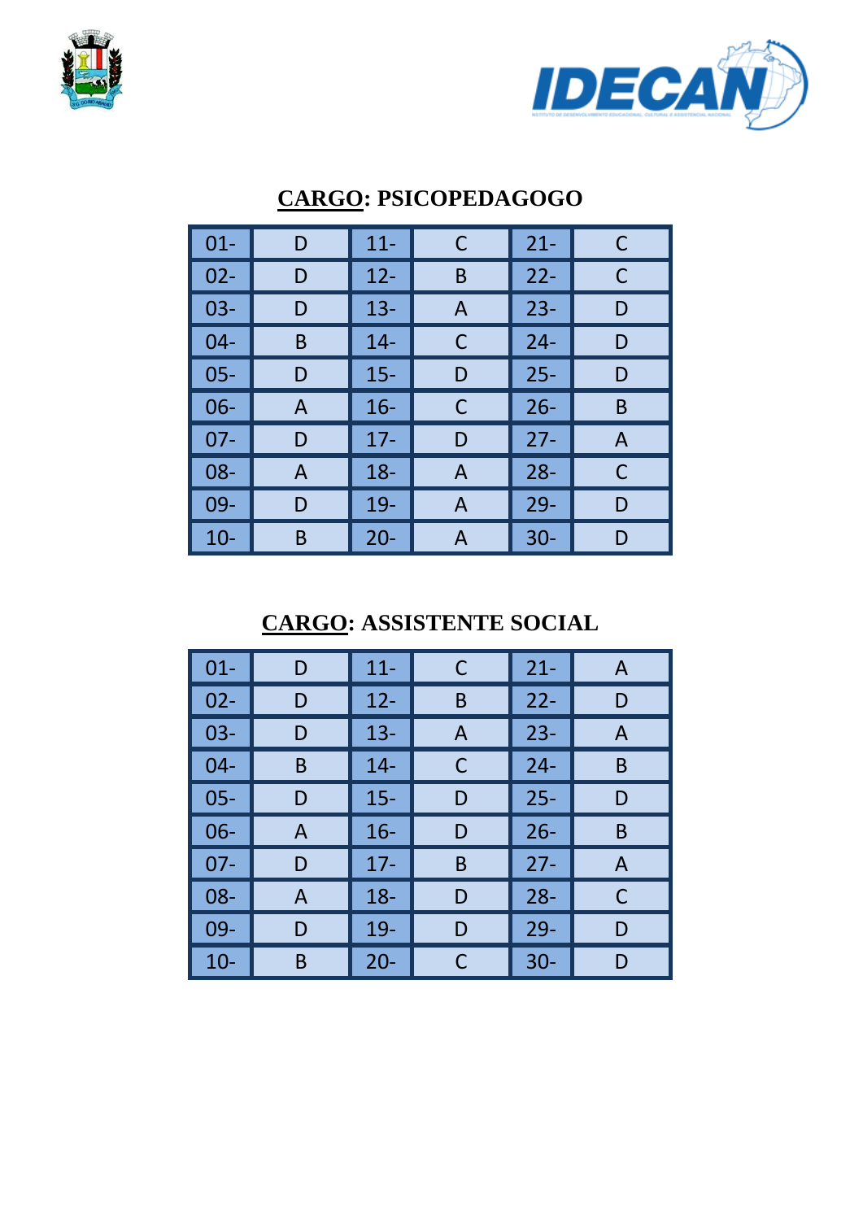## CARGO: PSICOPEDAGOGO

| | | | | | |
|---|---|---|---|---|---|
| 01- | D | 11- | C | 21- | C |
| 02- | D | 12- | B | 22- | C |
| 03- | D | 13- | A | 23- | D |
| 04- | B | 14- | C | 24- | D |
| 05- | D | 15- | D | 25- | D |
| 06- | A | 16- | C | 26- | B |
| 07- | D | 17- | D | 27- | A |
| 08- | A | 18- | A | 28- | C |
| 09- | D | 19- | A | 29- | D |
| 10- | B | 20- | A | 30- | D |

## CARGO: ASSISTENTE SOCIAL

| | | | | | |
|---|---|---|---|---|---|
| 01- | D | 11- | C | 21- | A |
| 02- | D | 12- | B | 22- | D |
| 03- | D | 13- | A | 23- | A |
| 04- | B | 14- | C | 24- | B |
| 05- | D | 15- | D | 25- | D |
| 06- | A | 16- | D | 26- | B |
| 07- | D | 17- | B | 27- | A |
| 08- | A | 18- | D | 28- | C |
| 09- | D | 19- | D | 29- | D |
| 10- | B | 20- | C | 30- | D |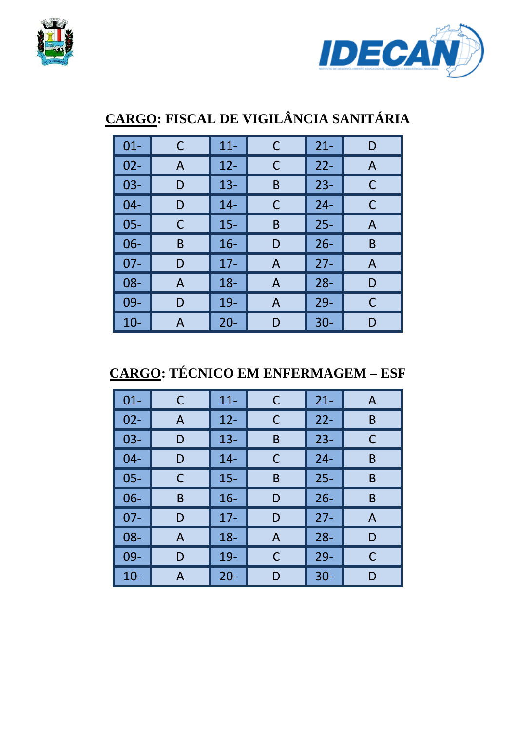## CARGO: FISCAL DE VIGILÂNCIA SANITÁRIA

| | | | | | |
|---|---|---|---|---|---|
| 01- | C | 11- | C | 21- | D |
| 02- | A | 12- | C | 22- | A |
| 03- | D | 13- | B | 23- | C |
| 04- | D | 14- | C | 24- | C |
| 05- | C | 15- | B | 25- | A |
| 06- | B | 16- | D | 26- | B |
| 07- | D | 17- | A | 27- | A |
| 08- | A | 18- | A | 28- | D |
| 09- | D | 19- | A | 29- | C |
| 10- | A | 20- | D | 30- | D |

## CARGO: TÉCNICO EM ENFERMAGEM – ESF

| | | | | | |
|---|---|---|---|---|---|
| 01- | C | 11- | C | 21- | A |
| 02- | A | 12- | C | 22- | B |
| 03- | D | 13- | B | 23- | C |
| 04- | D | 14- | C | 24- | B |
| 05- | C | 15- | B | 25- | B |
| 06- | B | 16- | D | 26- | B |
| 07- | D | 17- | D | 27- | A |
| 08- | A | 18- | A | 28- | D |
| 09- | D | 19- | C | 29- | C |
| 10- | A | 20- | D | 30- | D |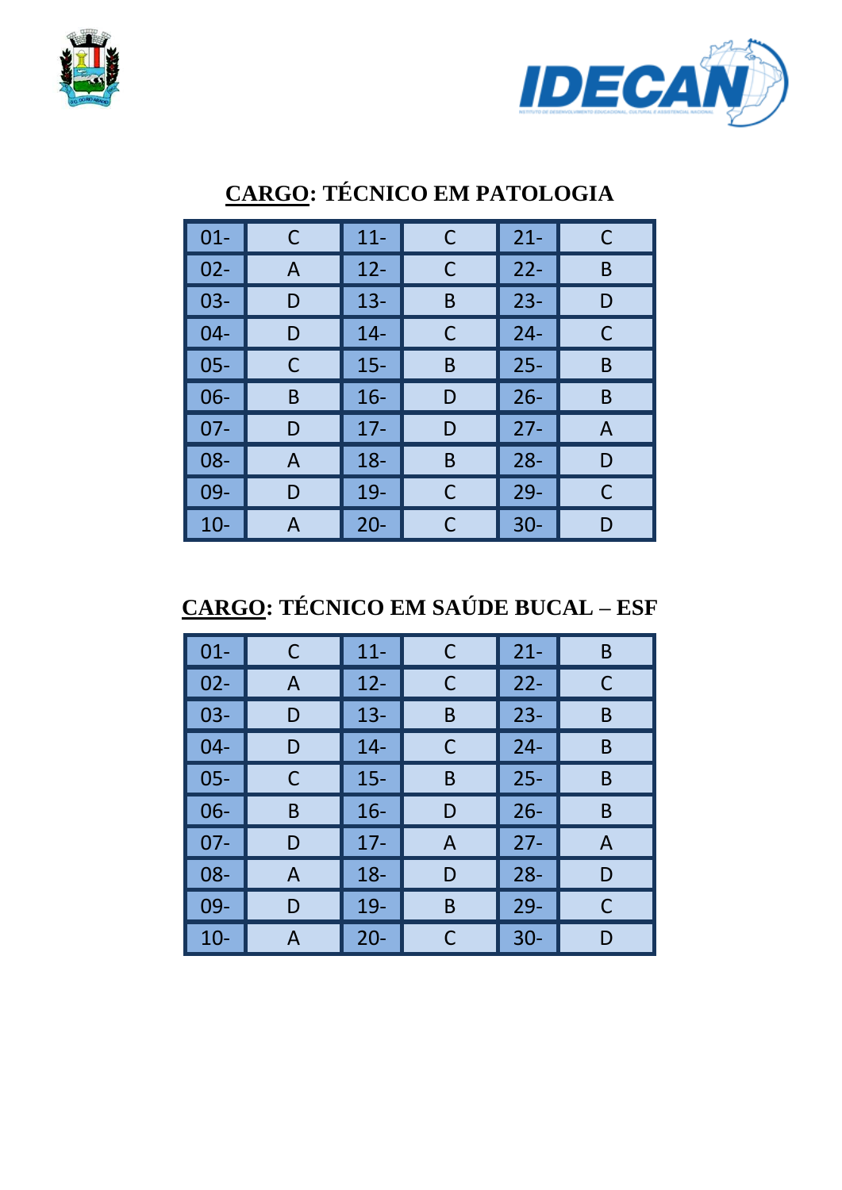## CARGO: TÉCNICO EM PATOLOGIA

| | | | | | |
|---|---|---|---|---|---|
| 01- | C | 11- | C | 21- | C |
| 02- | A | 12- | C | 22- | B |
| 03- | D | 13- | B | 23- | D |
| 04- | D | 14- | C | 24- | C |
| 05- | C | 15- | B | 25- | B |
| 06- | B | 16- | D | 26- | B |
| 07- | D | 17- | D | 27- | A |
| 08- | A | 18- | B | 28- | D |
| 09- | D | 19- | C | 29- | C |
| 10- | A | 20- | C | 30- | D |

## CARGO: TÉCNICO EM SAÚDE BUCAL – ESF

| | | | | | |
|---|---|---|---|---|---|
| 01- | C | 11- | C | 21- | B |
| 02- | A | 12- | C | 22- | C |
| 03- | D | 13- | B | 23- | B |
| 04- | D | 14- | C | 24- | B |
| 05- | C | 15- | B | 25- | B |
| 06- | B | 16- | D | 26- | B |
| 07- | D | 17- | A | 27- | A |
| 08- | A | 18- | D | 28- | D |
| 09- | D | 19- | B | 29- | C |
| 10- | A | 20- | C | 30- | D |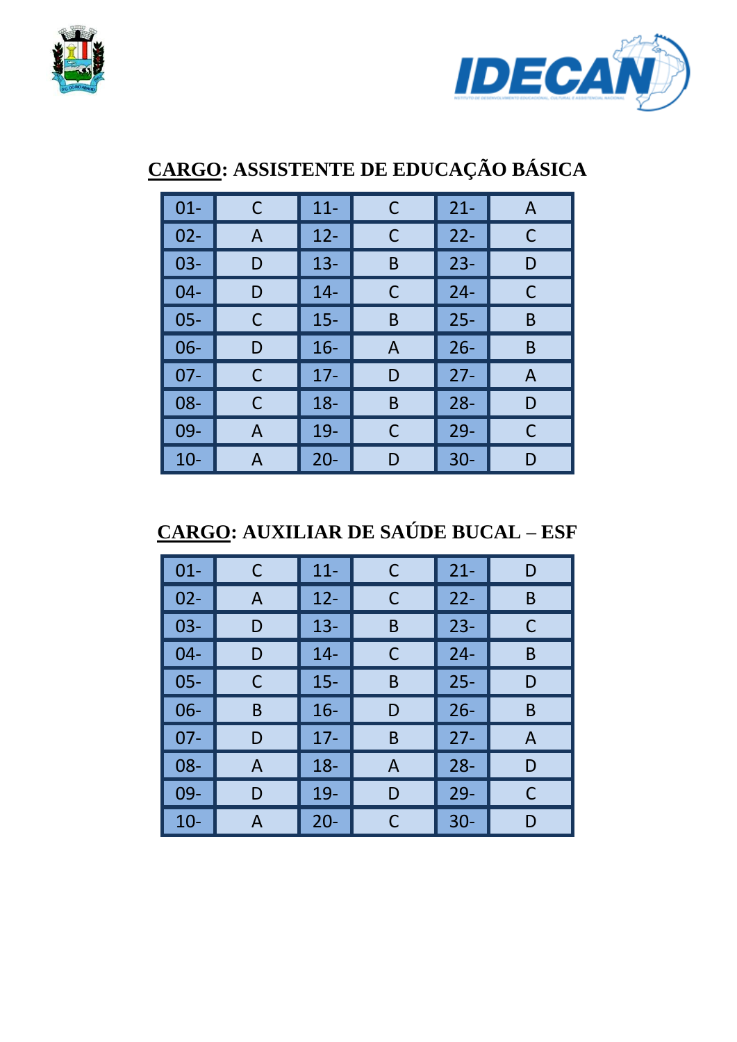## CARGO: ASSISTENTE DE EDUCAÇÃO BÁSICA

| | | | | | |
|---|---|---|---|---|---|
| 01- | C | 11- | C | 21- | A |
| 02- | A | 12- | C | 22- | C |
| 03- | D | 13- | B | 23- | D |
| 04- | D | 14- | C | 24- | C |
| 05- | C | 15- | B | 25- | B |
| 06- | D | 16- | A | 26- | B |
| 07- | C | 17- | D | 27- | A |
| 08- | C | 18- | B | 28- | D |
| 09- | A | 19- | C | 29- | C |
| 10- | A | 20- | D | 30- | D |

## CARGO: AUXILIAR DE SAÚDE BUCAL – ESF

| | | | | | |
|---|---|---|---|---|---|
| 01- | C | 11- | C | 21- | D |
| 02- | A | 12- | C | 22- | B |
| 03- | D | 13- | B | 23- | C |
| 04- | D | 14- | C | 24- | B |
| 05- | C | 15- | B | 25- | D |
| 06- | B | 16- | D | 26- | B |
| 07- | D | 17- | B | 27- | A |
| 08- | A | 18- | A | 28- | D |
| 09- | D | 19- | D | 29- | C |
| 10- | A | 20- | C | 30- | D |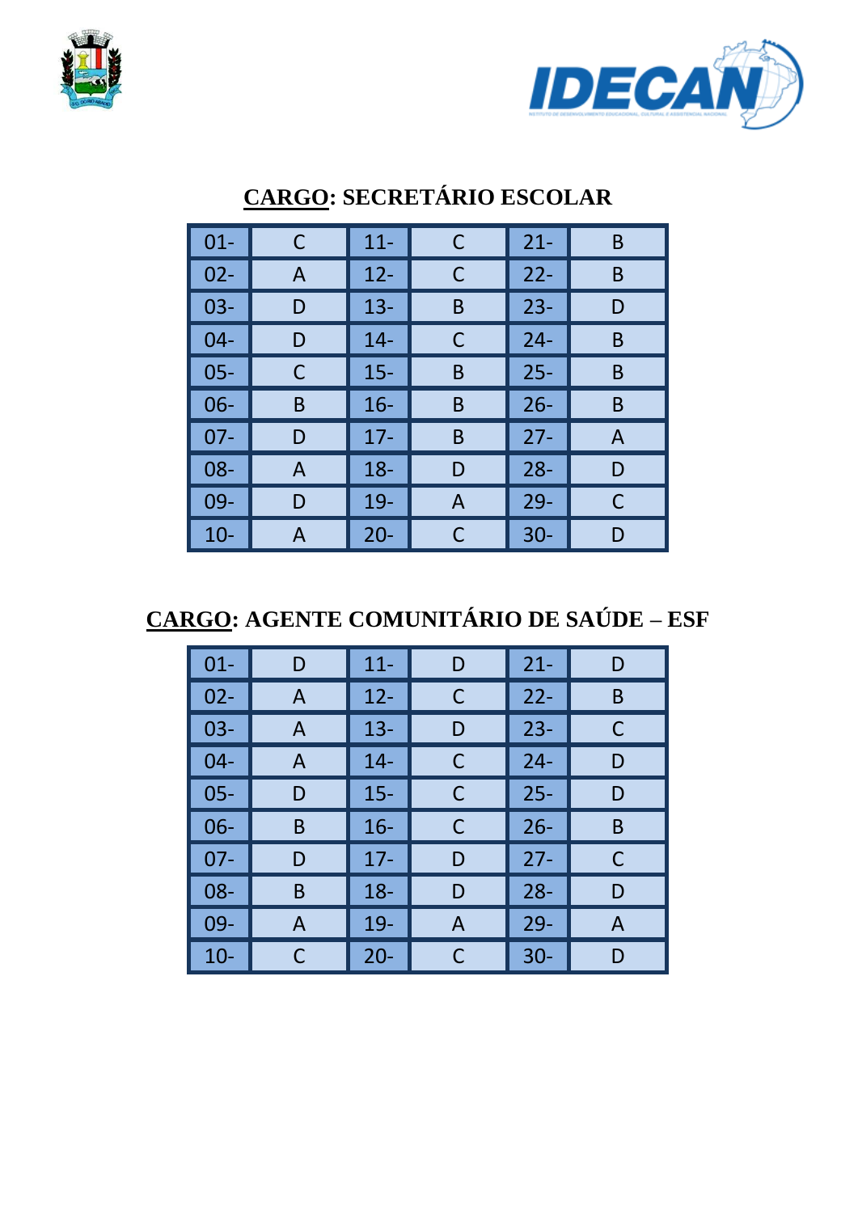## CARGO: SECRETÁRIO ESCOLAR

| | | | | | |
|---|---|---|---|---|---|
| 01- | C | 11- | C | 21- | B |
| 02- | A | 12- | C | 22- | B |
| 03- | D | 13- | B | 23- | D |
| 04- | D | 14- | C | 24- | B |
| 05- | C | 15- | B | 25- | B |
| 06- | B | 16- | B | 26- | B |
| 07- | D | 17- | B | 27- | A |
| 08- | A | 18- | D | 28- | D |
| 09- | D | 19- | A | 29- | C |
| 10- | A | 20- | C | 30- | D |

## CARGO: AGENTE COMUNITÁRIO DE SAÚDE – ESF

| | | | | | |
|---|---|---|---|---|---|
| 01- | D | 11- | D | 21- | D |
| 02- | A | 12- | C | 22- | B |
| 03- | A | 13- | D | 23- | C |
| 04- | A | 14- | C | 24- | D |
| 05- | D | 15- | C | 25- | D |
| 06- | B | 16- | C | 26- | B |
| 07- | D | 17- | D | 27- | C |
| 08- | B | 18- | D | 28- | D |
| 09- | A | 19- | A | 29- | A |
| 10- | C | 20- | C | 30- | D |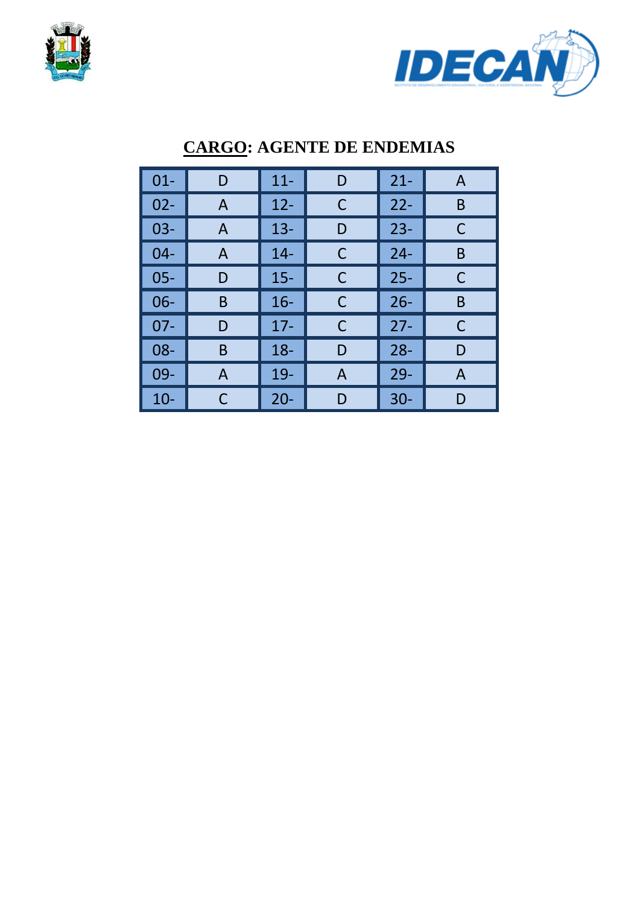## CARGO: AGENTE DE ENDEMIAS

| | | | | | |
|---|---|---|---|---|---|
| 01- | D | 11- | D | 21- | A |
| 02- | A | 12- | C | 22- | B |
| 03- | A | 13- | D | 23- | C |
| 04- | A | 14- | C | 24- | B |
| 05- | D | 15- | C | 25- | C |
| 06- | B | 16- | C | 26- | B |
| 07- | D | 17- | C | 27- | C |
| 08- | B | 18- | D | 28- | D |
| 09- | A | 19- | A | 29- | A |
| 10- | C | 20- | D | 30- | D |